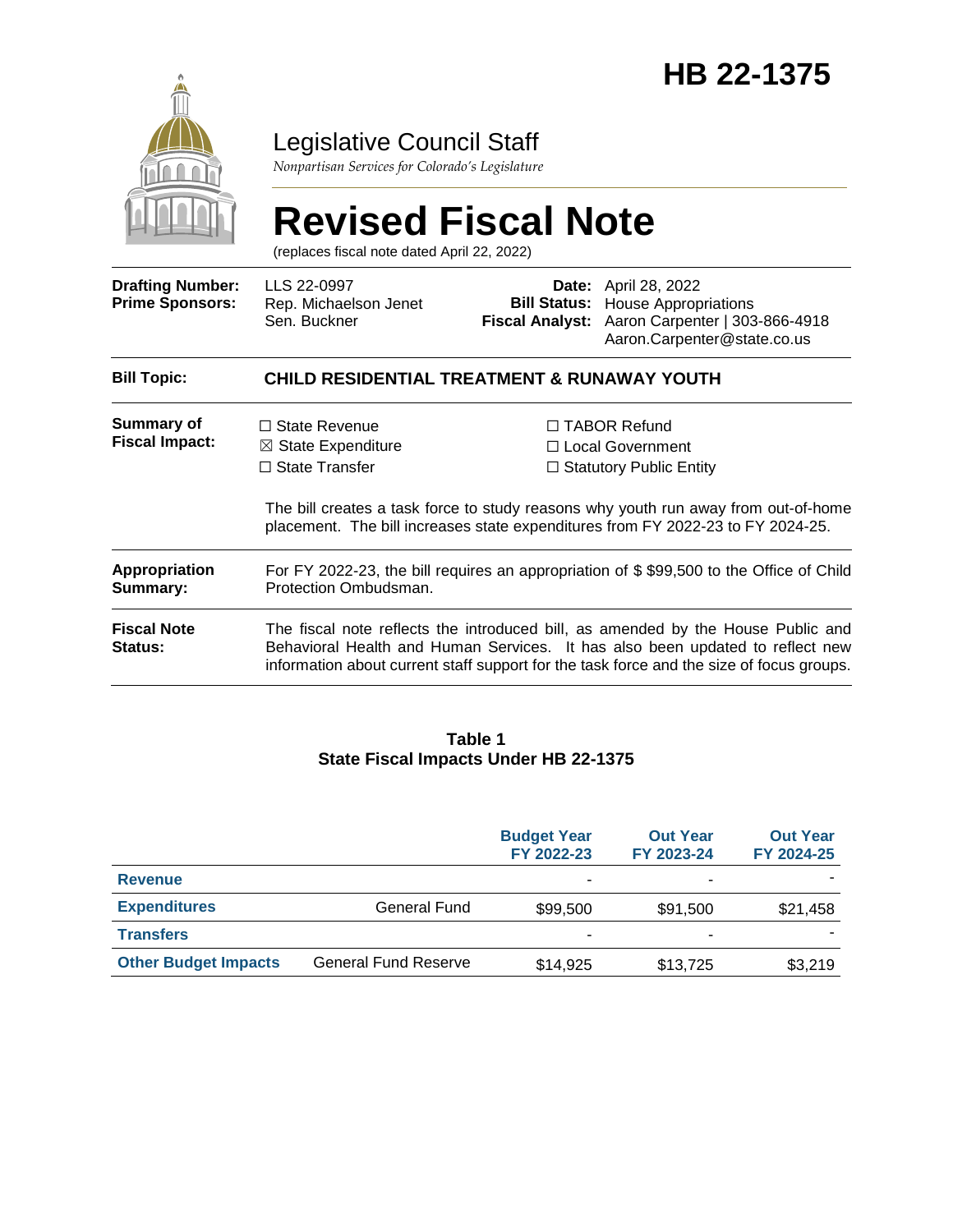# HB 22-1375

## Legislative Council Staff

*Nonpartisan Services for Colorado's Legislature*

# Revised Fiscal Note

(replaces fiscal note dated April 22, 2022)

| | | | |
|---|---|---|---|
| **Drafting Number:** | LLS 22-0997 | **Date:** | April 28, 2022 |
| **Prime Sponsors:** | Rep. Michaelson Jenet<br>Sen. Buckner | **Bill Status:** | House Appropriations |
| | | **Fiscal Analyst:** | Aaron Carpenter \| 303-866-4918<br>Aaron.Carpenter@state.co.us |

**Bill Topic:** **CHILD RESIDENTIAL TREATMENT & RUNAWAY YOUTH**

**Summary of Fiscal Impact:**

☐ State Revenue
☒ State Expenditure
☐ State Transfer
☐ TABOR Refund
☐ Local Government
☐ Statutory Public Entity

The bill creates a task force to study reasons why youth run away from out-of-home placement. The bill increases state expenditures from FY 2022-23 to FY 2024-25.

**Appropriation Summary:** For FY 2022-23, the bill requires an appropriation of $ $99,500 to the Office of Child Protection Ombudsman.

**Fiscal Note Status:** The fiscal note reflects the introduced bill, as amended by the House Public and Behavioral Health and Human Services. It has also been updated to reflect new information about current staff support for the task force and the size of focus groups.

**Table 1**
**State Fiscal Impacts Under HB 22-1375**

| | | Budget Year FY 2022-23 | Out Year FY 2023-24 | Out Year FY 2024-25 |
|---|---|---|---|---|
| **Revenue** | | - | - | - |
| **Expenditures** | General Fund | $99,500 | $91,500 | $21,458 |
| **Transfers** | | - | - | - |
| **Other Budget Impacts** | General Fund Reserve | $14,925 | $13,725 | $3,219 |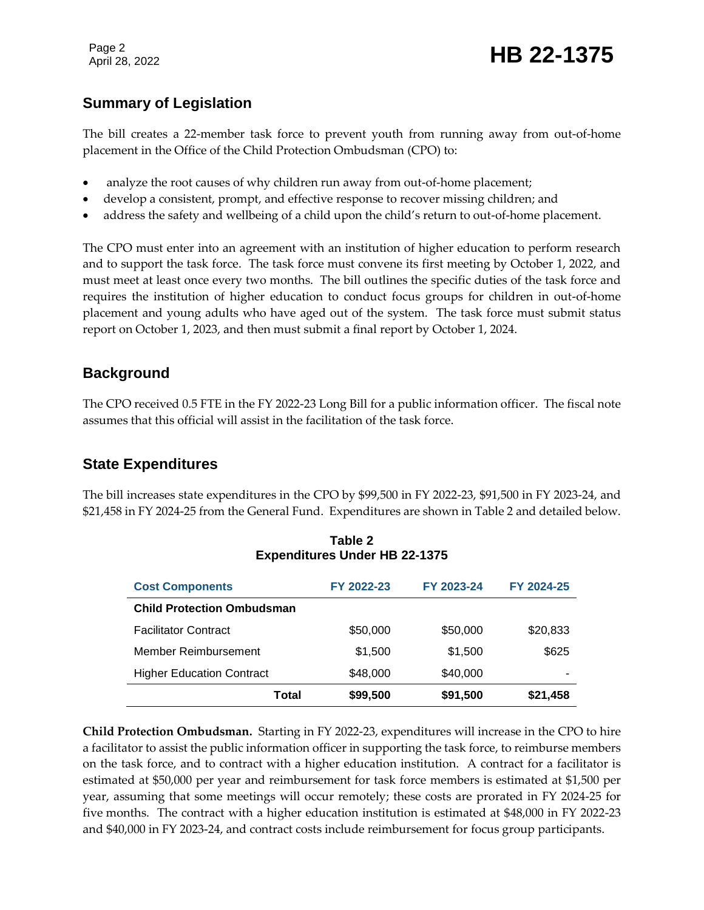## Summary of Legislation

The bill creates a 22-member task force to prevent youth from running away from out-of-home placement in the Office of the Child Protection Ombudsman (CPO) to:

- analyze the root causes of why children run away from out-of-home placement;
- develop a consistent, prompt, and effective response to recover missing children; and
- address the safety and wellbeing of a child upon the child's return to out-of-home placement.

The CPO must enter into an agreement with an institution of higher education to perform research and to support the task force. The task force must convene its first meeting by October 1, 2022, and must meet at least once every two months. The bill outlines the specific duties of the task force and requires the institution of higher education to conduct focus groups for children in out-of-home placement and young adults who have aged out of the system. The task force must submit status report on October 1, 2023, and then must submit a final report by October 1, 2024.

## Background

The CPO received 0.5 FTE in the FY 2022-23 Long Bill for a public information officer. The fiscal note assumes that this official will assist in the facilitation of the task force.

## State Expenditures

The bill increases state expenditures in the CPO by $99,500 in FY 2022-23, $91,500 in FY 2023-24, and $21,458 in FY 2024-25 from the General Fund. Expenditures are shown in Table 2 and detailed below.

**Table 2**
**Expenditures Under HB 22-1375**

| Cost Components | FY 2022-23 | FY 2023-24 | FY 2024-25 |
|---|---|---|---|
| **Child Protection Ombudsman** | | | |
| Facilitator Contract | $50,000 | $50,000 | $20,833 |
| Member Reimbursement | $1,500 | $1,500 | $625 |
| Higher Education Contract | $48,000 | $40,000 | - |
| **Total** | **$99,500** | **$91,500** | **$21,458** |

**Child Protection Ombudsman.** Starting in FY 2022-23, expenditures will increase in the CPO to hire a facilitator to assist the public information officer in supporting the task force, to reimburse members on the task force, and to contract with a higher education institution. A contract for a facilitator is estimated at $50,000 per year and reimbursement for task force members is estimated at $1,500 per year, assuming that some meetings will occur remotely; these costs are prorated in FY 2024-25 for five months. The contract with a higher education institution is estimated at $48,000 in FY 2022-23 and $40,000 in FY 2023-24, and contract costs include reimbursement for focus group participants.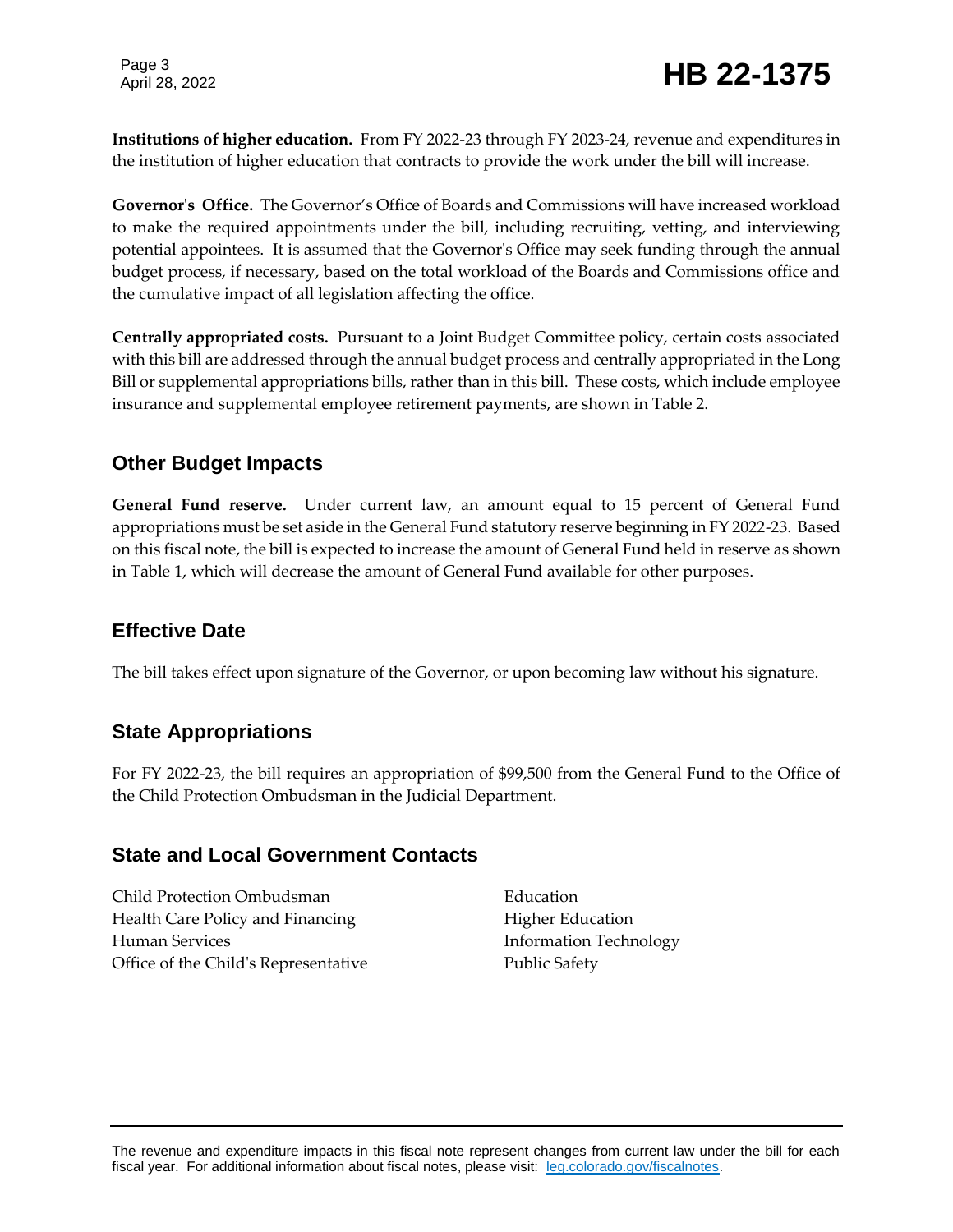**Institutions of higher education.** From FY 2022-23 through FY 2023-24, revenue and expenditures in the institution of higher education that contracts to provide the work under the bill will increase.

**Governor's Office.** The Governor's Office of Boards and Commissions will have increased workload to make the required appointments under the bill, including recruiting, vetting, and interviewing potential appointees. It is assumed that the Governor's Office may seek funding through the annual budget process, if necessary, based on the total workload of the Boards and Commissions office and the cumulative impact of all legislation affecting the office.

**Centrally appropriated costs.** Pursuant to a Joint Budget Committee policy, certain costs associated with this bill are addressed through the annual budget process and centrally appropriated in the Long Bill or supplemental appropriations bills, rather than in this bill. These costs, which include employee insurance and supplemental employee retirement payments, are shown in Table 2.

## Other Budget Impacts

**General Fund reserve.** Under current law, an amount equal to 15 percent of General Fund appropriations must be set aside in the General Fund statutory reserve beginning in FY 2022-23. Based on this fiscal note, the bill is expected to increase the amount of General Fund held in reserve as shown in Table 1, which will decrease the amount of General Fund available for other purposes.

## Effective Date

The bill takes effect upon signature of the Governor, or upon becoming law without his signature.

## State Appropriations

For FY 2022-23, the bill requires an appropriation of $99,500 from the General Fund to the Office of the Child Protection Ombudsman in the Judicial Department.

## State and Local Government Contacts

Child Protection Ombudsman
Education
Health Care Policy and Financing
Higher Education
Human Services
Information Technology
Office of the Child's Representative
Public Safety

The revenue and expenditure impacts in this fiscal note represent changes from current law under the bill for each fiscal year. For additional information about fiscal notes, please visit: [leg.colorado.gov/fiscalnotes](leg.colorado.gov/fiscalnotes).